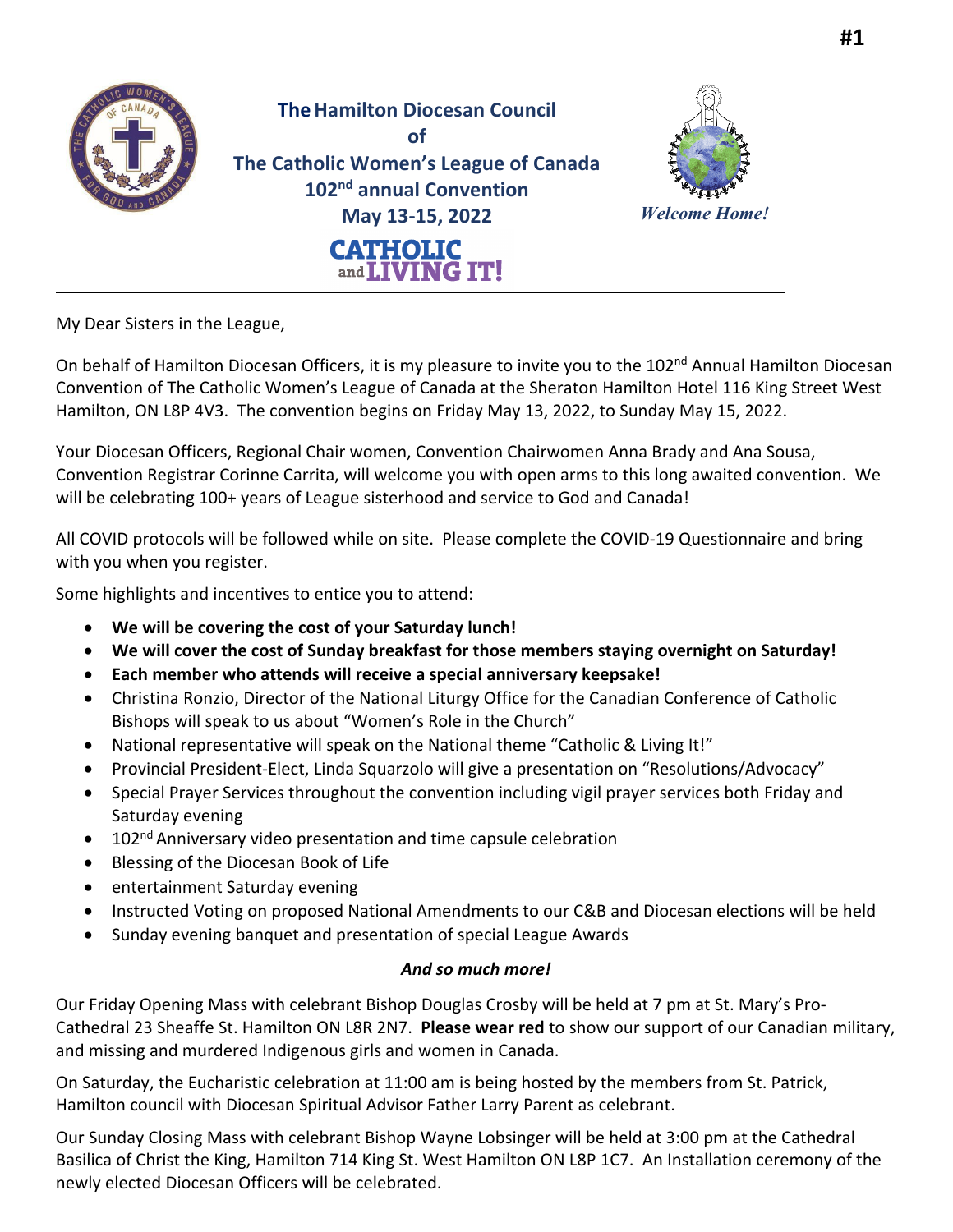# The Hamilton Diocesan Council of The Catholic Women's League of Canada

## 102nd annual Convention

## May 13-15, 2022

*Welcome Home!*

**CATHOLIC and LIVING IT!**

---

My Dear Sisters in the League,

On behalf of Hamilton Diocesan Officers, it is my pleasure to invite you to the 102nd Annual Hamilton Diocesan Convention of The Catholic Women's League of Canada at the Sheraton Hamilton Hotel 116 King Street West Hamilton, ON L8P 4V3. The convention begins on Friday May 13, 2022, to Sunday May 15, 2022.

Your Diocesan Officers, Regional Chair women, Convention Chairwomen Anna Brady and Ana Sousa, Convention Registrar Corinne Carrita, will welcome you with open arms to this long awaited convention. We will be celebrating 100+ years of League sisterhood and service to God and Canada!

All COVID protocols will be followed while on site. Please complete the COVID-19 Questionnaire and bring with you when you register.

Some highlights and incentives to entice you to attend:

- **We will be covering the cost of your Saturday lunch!**
- **We will cover the cost of Sunday breakfast for those members staying overnight on Saturday!**
- **Each member who attends will receive a special anniversary keepsake!**
- Christina Ronzio, Director of the National Liturgy Office for the Canadian Conference of Catholic Bishops will speak to us about "Women's Role in the Church"
- National representative will speak on the National theme "Catholic & Living It!"
- Provincial President-Elect, Linda Squarzolo will give a presentation on "Resolutions/Advocacy"
- Special Prayer Services throughout the convention including vigil prayer services both Friday and Saturday evening
- 102nd Anniversary video presentation and time capsule celebration
- Blessing of the Diocesan Book of Life
- entertainment Saturday evening
- Instructed Voting on proposed National Amendments to our C&B and Diocesan elections will be held
- Sunday evening banquet and presentation of special League Awards

***And so much more!***

Our Friday Opening Mass with celebrant Bishop Douglas Crosby will be held at 7 pm at St. Mary's Pro-Cathedral 23 Sheaffe St. Hamilton ON L8R 2N7. **Please wear red** to show our support of our Canadian military, and missing and murdered Indigenous girls and women in Canada.

On Saturday, the Eucharistic celebration at 11:00 am is being hosted by the members from St. Patrick, Hamilton council with Diocesan Spiritual Advisor Father Larry Parent as celebrant.

Our Sunday Closing Mass with celebrant Bishop Wayne Lobsinger will be held at 3:00 pm at the Cathedral Basilica of Christ the King, Hamilton 714 King St. West Hamilton ON L8P 1C7. An Installation ceremony of the newly elected Diocesan Officers will be celebrated.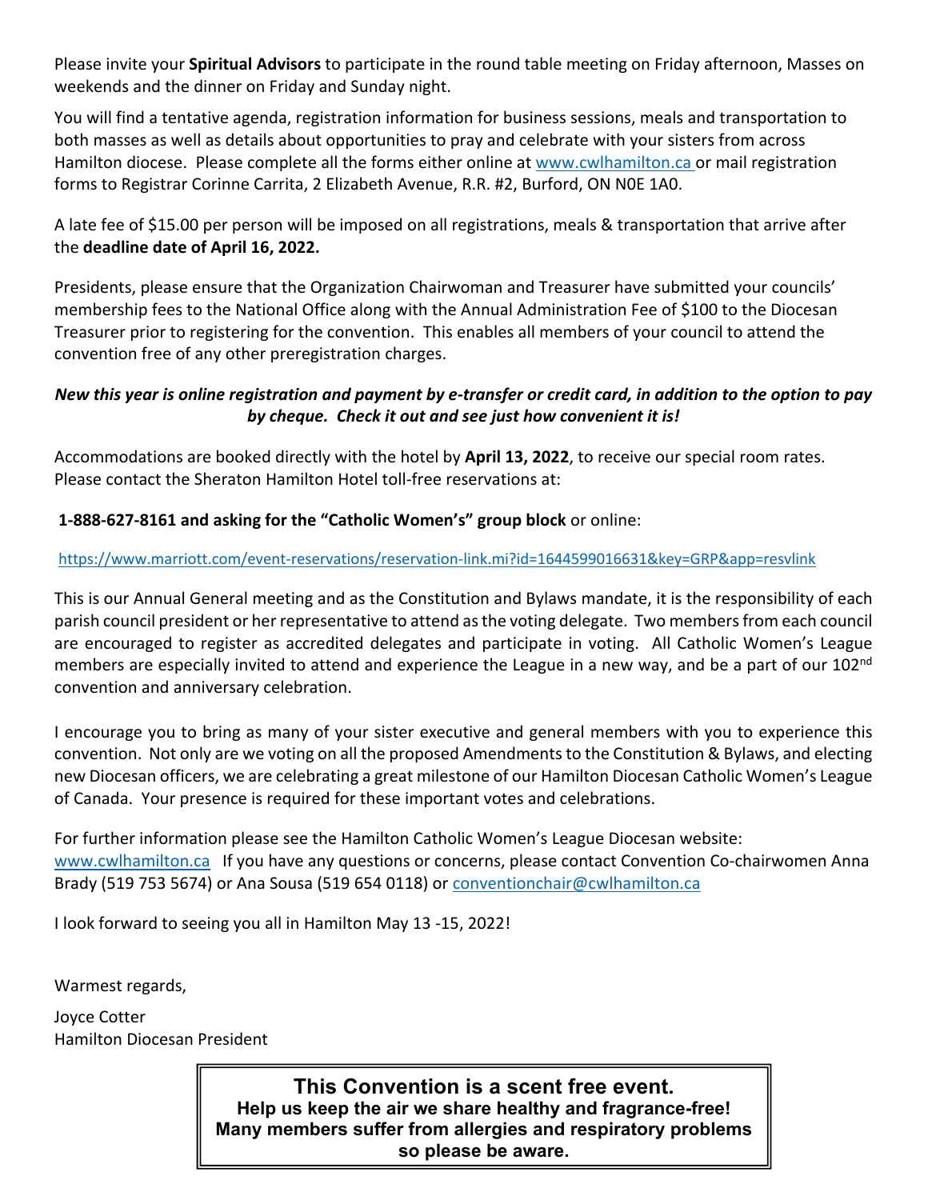Please invite your **Spiritual Advisors** to participate in the round table meeting on Friday afternoon, Masses on weekends and the dinner on Friday and Sunday night.

You will find a tentative agenda, registration information for business sessions, meals and transportation to both masses as well as details about opportunities to pray and celebrate with your sisters from across Hamilton diocese. Please complete all the forms either online at www.cwlhamilton.ca or mail registration forms to Registrar Corinne Carrita, 2 Elizabeth Avenue, R.R. #2, Burford, ON N0E 1A0.

A late fee of $15.00 per person will be imposed on all registrations, meals & transportation that arrive after the **deadline date of April 16, 2022.**

Presidents, please ensure that the Organization Chairwoman and Treasurer have submitted your councils' membership fees to the National Office along with the Annual Administration Fee of $100 to the Diocesan Treasurer prior to registering for the convention. This enables all members of your council to attend the convention free of any other preregistration charges.

***New this year is online registration and payment by e-transfer or credit card, in addition to the option to pay by cheque. Check it out and see just how convenient it is!***

Accommodations are booked directly with the hotel by **April 13, 2022**, to receive our special room rates. Please contact the Sheraton Hamilton Hotel toll-free reservations at:

**1-888-627-8161 and asking for the "Catholic Women's" group block** or online:

https://www.marriott.com/event-reservations/reservation-link.mi?id=1644599016631&key=GRP&app=resvlink

This is our Annual General meeting and as the Constitution and Bylaws mandate, it is the responsibility of each parish council president or her representative to attend as the voting delegate. Two members from each council are encouraged to register as accredited delegates and participate in voting. All Catholic Women's League members are especially invited to attend and experience the League in a new way, and be a part of our 102nd convention and anniversary celebration.

I encourage you to bring as many of your sister executive and general members with you to experience this convention. Not only are we voting on all the proposed Amendments to the Constitution & Bylaws, and electing new Diocesan officers, we are celebrating a great milestone of our Hamilton Diocesan Catholic Women's League of Canada. Your presence is required for these important votes and celebrations.

For further information please see the Hamilton Catholic Women's League Diocesan website: www.cwlhamilton.ca If you have any questions or concerns, please contact Convention Co-chairwomen Anna Brady (519 753 5674) or Ana Sousa (519 654 0118) or conventionchair@cwlhamilton.ca

I look forward to seeing you all in Hamilton May 13 -15, 2022!

Warmest regards,

Joyce Cotter
Hamilton Diocesan President

**This Convention is a scent free event.**
**Help us keep the air we share healthy and fragrance-free!**
**Many members suffer from allergies and respiratory problems so please be aware.**